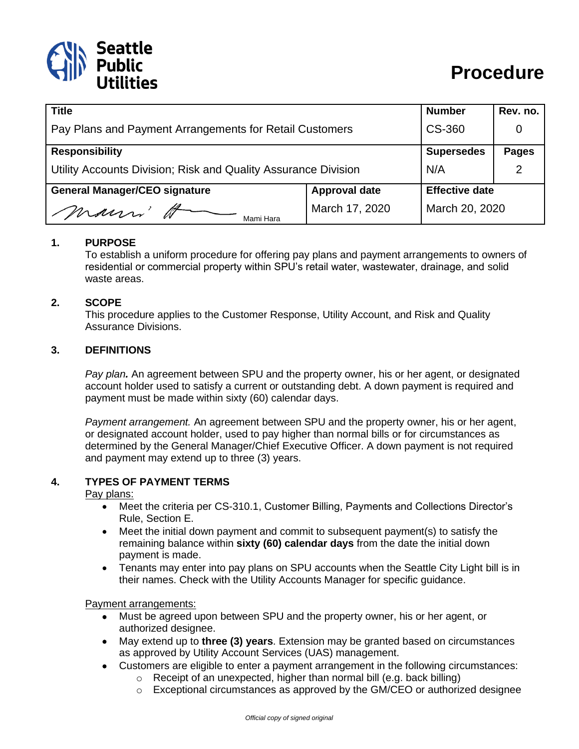Seattle Public Utilities

# Procedure

| Title | | Number | Rev. no. |
|---|---|---|---|
| Pay Plans and Payment Arrangements for Retail Customers | | CS-360 | 0 |
| **Responsibility** | | **Supersedes** | **Pages** |
| Utility Accounts Division; Risk and Quality Assurance Division | | N/A | 2 |
| **General Manager/CEO signature** | **Approval date** | **Effective date** | |
| Mami Hara | March 17, 2020 | March 20, 2020 | |

## 1. PURPOSE

To establish a uniform procedure for offering pay plans and payment arrangements to owners of residential or commercial property within SPU's retail water, wastewater, drainage, and solid waste areas.

## 2. SCOPE

This procedure applies to the Customer Response, Utility Account, and Risk and Quality Assurance Divisions.

## 3. DEFINITIONS

*Pay plan.* An agreement between SPU and the property owner, his or her agent, or designated account holder used to satisfy a current or outstanding debt. A down payment is required and payment must be made within sixty (60) calendar days.

*Payment arrangement.* An agreement between SPU and the property owner, his or her agent, or designated account holder, used to pay higher than normal bills or for circumstances as determined by the General Manager/Chief Executive Officer. A down payment is not required and payment may extend up to three (3) years.

## 4. TYPES OF PAYMENT TERMS

Pay plans:

- Meet the criteria per CS-310.1, Customer Billing, Payments and Collections Director's Rule, Section E.
- Meet the initial down payment and commit to subsequent payment(s) to satisfy the remaining balance within **sixty (60) calendar days** from the date the initial down payment is made.
- Tenants may enter into pay plans on SPU accounts when the Seattle City Light bill is in their names. Check with the Utility Accounts Manager for specific guidance.

Payment arrangements:

- Must be agreed upon between SPU and the property owner, his or her agent, or authorized designee.
- May extend up to **three (3) years**. Extension may be granted based on circumstances as approved by Utility Account Services (UAS) management.
- Customers are eligible to enter a payment arrangement in the following circumstances:
  - Receipt of an unexpected, higher than normal bill (e.g. back billing)
  - Exceptional circumstances as approved by the GM/CEO or authorized designee

*Official copy of signed original*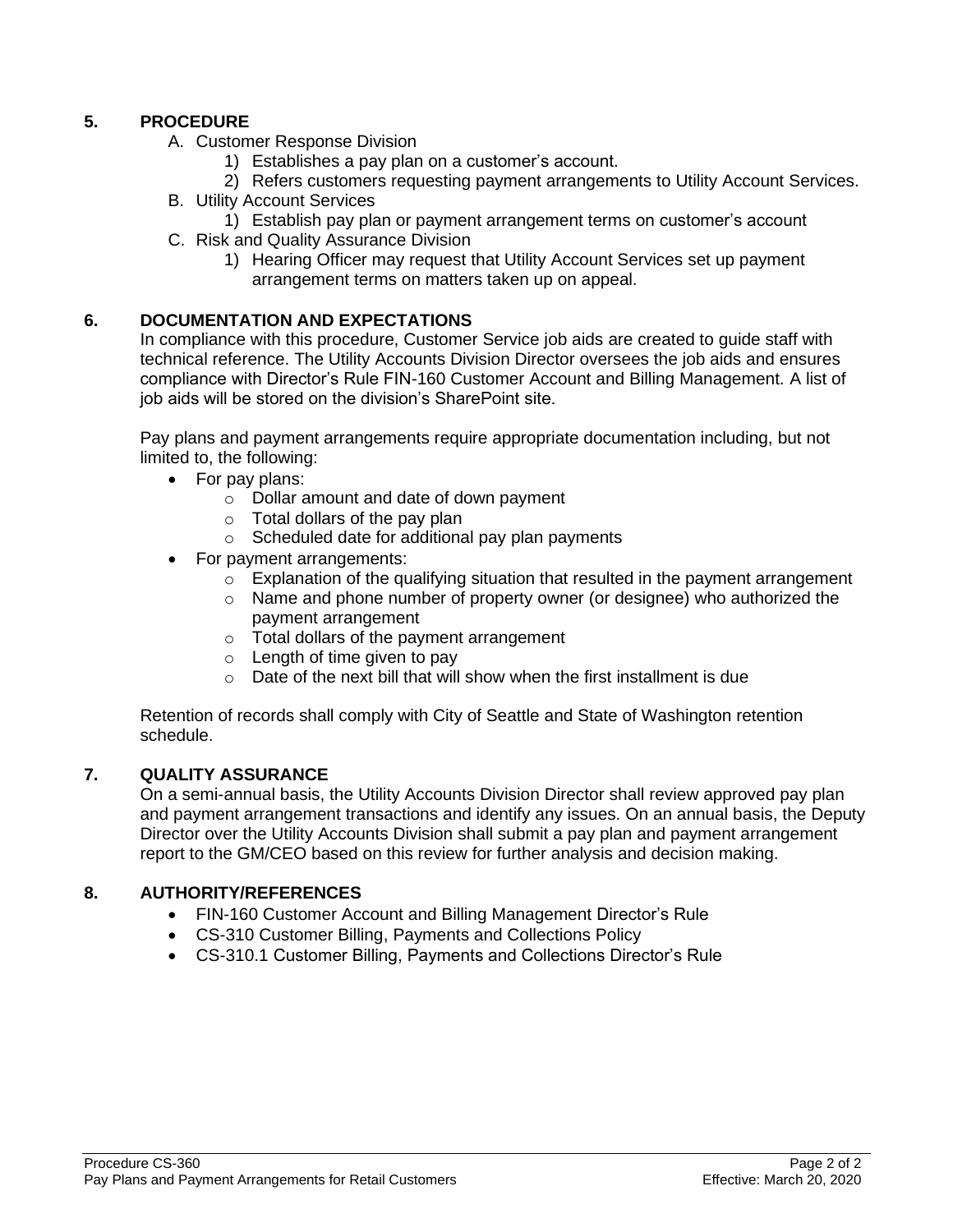## 5. PROCEDURE

A. Customer Response Division
   1) Establishes a pay plan on a customer's account.
   2) Refers customers requesting payment arrangements to Utility Account Services.

B. Utility Account Services
   1) Establish pay plan or payment arrangement terms on customer's account

C. Risk and Quality Assurance Division
   1) Hearing Officer may request that Utility Account Services set up payment arrangement terms on matters taken up on appeal.

## 6. DOCUMENTATION AND EXPECTATIONS

In compliance with this procedure, Customer Service job aids are created to guide staff with technical reference. The Utility Accounts Division Director oversees the job aids and ensures compliance with Director's Rule FIN-160 Customer Account and Billing Management. A list of job aids will be stored on the division's SharePoint site.

Pay plans and payment arrangements require appropriate documentation including, but not limited to, the following:

- For pay plans:
  - Dollar amount and date of down payment
  - Total dollars of the pay plan
  - Scheduled date for additional pay plan payments
- For payment arrangements:
  - Explanation of the qualifying situation that resulted in the payment arrangement
  - Name and phone number of property owner (or designee) who authorized the payment arrangement
  - Total dollars of the payment arrangement
  - Length of time given to pay
  - Date of the next bill that will show when the first installment is due

Retention of records shall comply with City of Seattle and State of Washington retention schedule.

## 7. QUALITY ASSURANCE

On a semi-annual basis, the Utility Accounts Division Director shall review approved pay plan and payment arrangement transactions and identify any issues. On an annual basis, the Deputy Director over the Utility Accounts Division shall submit a pay plan and payment arrangement report to the GM/CEO based on this review for further analysis and decision making.

## 8. AUTHORITY/REFERENCES

- FIN-160 Customer Account and Billing Management Director's Rule
- CS-310 Customer Billing, Payments and Collections Policy
- CS-310.1 Customer Billing, Payments and Collections Director's Rule